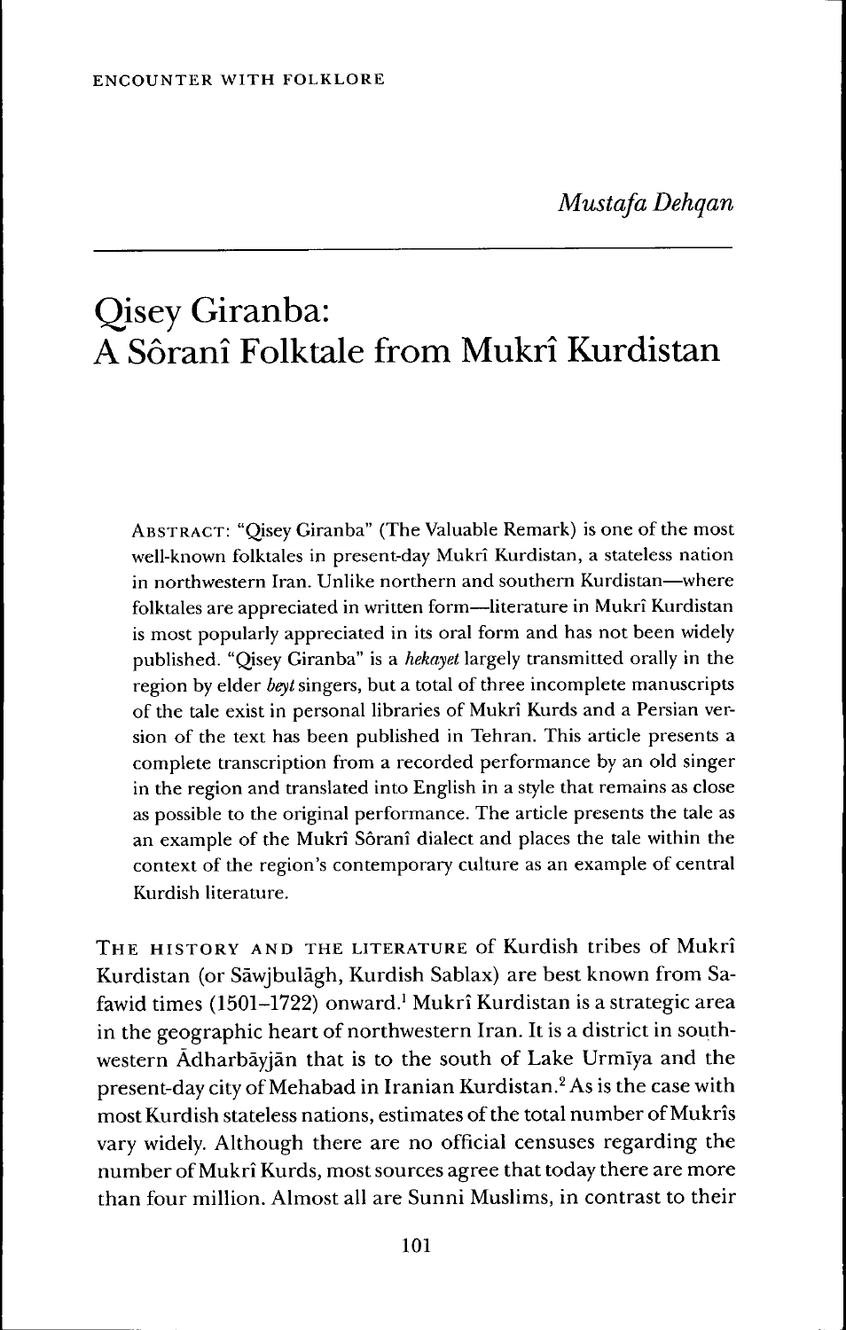ENCOUNTER WITH FOLKLORE

*Mustafa Dehqan*

# Qisey Giranba: A Sôranî Folktale from Mukrî Kurdistan

ABSTRACT: "Qisey Giranba" (The Valuable Remark) is one of the most well-known folktales in present-day Mukrî Kurdistan, a stateless nation in northwestern Iran. Unlike northern and southern Kurdistan—where folktales are appreciated in written form—literature in Mukrî Kurdistan is most popularly appreciated in its oral form and has not been widely published. "Qisey Giranba" is a *hekayet* largely transmitted orally in the region by elder *beyt* singers, but a total of three incomplete manuscripts of the tale exist in personal libraries of Mukrî Kurds and a Persian version of the text has been published in Tehran. This article presents a complete transcription from a recorded performance by an old singer in the region and translated into English in a style that remains as close as possible to the original performance. The article presents the tale as an example of the Mukrî Sôranî dialect and places the tale within the context of the region's contemporary culture as an example of central Kurdish literature.

THE HISTORY AND THE LITERATURE of Kurdish tribes of Mukrî Kurdistan (or Sāwjbulāgh, Kurdish Sablax) are best known from Safawid times (1501–1722) onward.[1] Mukrî Kurdistan is a strategic area in the geographic heart of northwestern Iran. It is a district in southwestern Ādharbāyjān that is to the south of Lake Urmīya and the present-day city of Mehabad in Iranian Kurdistan.[2] As is the case with most Kurdish stateless nations, estimates of the total number of Mukrîs vary widely. Although there are no official censuses regarding the number of Mukrî Kurds, most sources agree that today there are more than four million. Almost all are Sunni Muslims, in contrast to their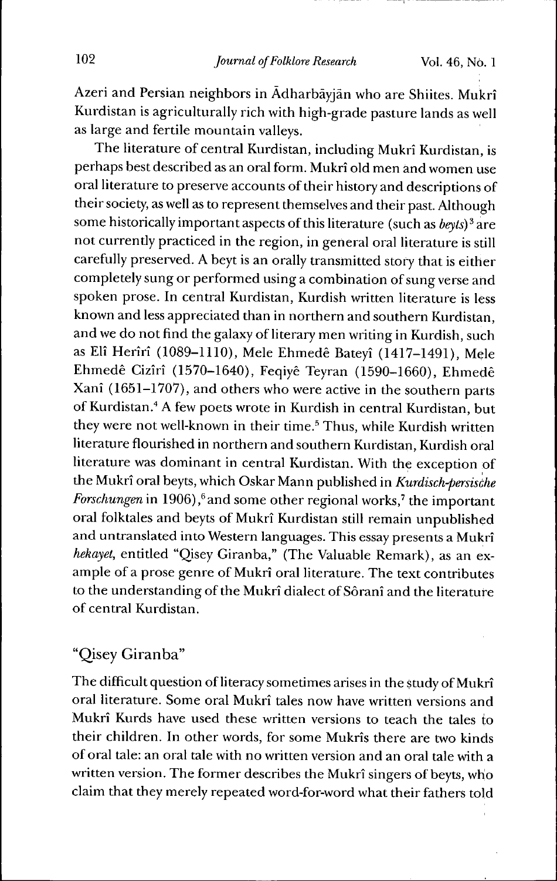Azeri and Persian neighbors in Ādharbāyjān who are Shiites. Mukrî Kurdistan is agriculturally rich with high-grade pasture lands as well as large and fertile mountain valleys.

The literature of central Kurdistan, including Mukrî Kurdistan, is perhaps best described as an oral form. Mukrî old men and women use oral literature to preserve accounts of their history and descriptions of their society, as well as to represent themselves and their past. Although some historically important aspects of this literature (such as *beyts*)[3] are not currently practiced in the region, in general oral literature is still carefully preserved. A beyt is an orally transmitted story that is either completely sung or performed using a combination of sung verse and spoken prose. In central Kurdistan, Kurdish written literature is less known and less appreciated than in northern and southern Kurdistan, and we do not find the galaxy of literary men writing in Kurdish, such as Elî Herîrî (1089–1110), Mele Ehmedê Bateyî (1417–1491), Mele Ehmedê Cizîrî (1570–1640), Feqiyê Teyran (1590–1660), Ehmedê Xanî (1651–1707), and others who were active in the southern parts of Kurdistan.[4] A few poets wrote in Kurdish in central Kurdistan, but they were not well-known in their time.[5] Thus, while Kurdish written literature flourished in northern and southern Kurdistan, Kurdish oral literature was dominant in central Kurdistan. With the exception of the Mukrî oral beyts, which Oskar Mann published in *Kurdisch-persische Forschungen* in 1906),[6] and some other regional works,[7] the important oral folktales and beyts of Mukrî Kurdistan still remain unpublished and untranslated into Western languages. This essay presents a Mukrî *hekayet*, entitled "Qisey Giranba," (The Valuable Remark), as an example of a prose genre of Mukrî oral literature. The text contributes to the understanding of the Mukrî dialect of Sôranî and the literature of central Kurdistan.

## "Qisey Giranba"

The difficult question of literacy sometimes arises in the study of Mukrî oral literature. Some oral Mukrî tales now have written versions and Mukrî Kurds have used these written versions to teach the tales to their children. In other words, for some Mukrîs there are two kinds of oral tale: an oral tale with no written version and an oral tale with a written version. The former describes the Mukrî singers of beyts, who claim that they merely repeated word-for-word what their fathers told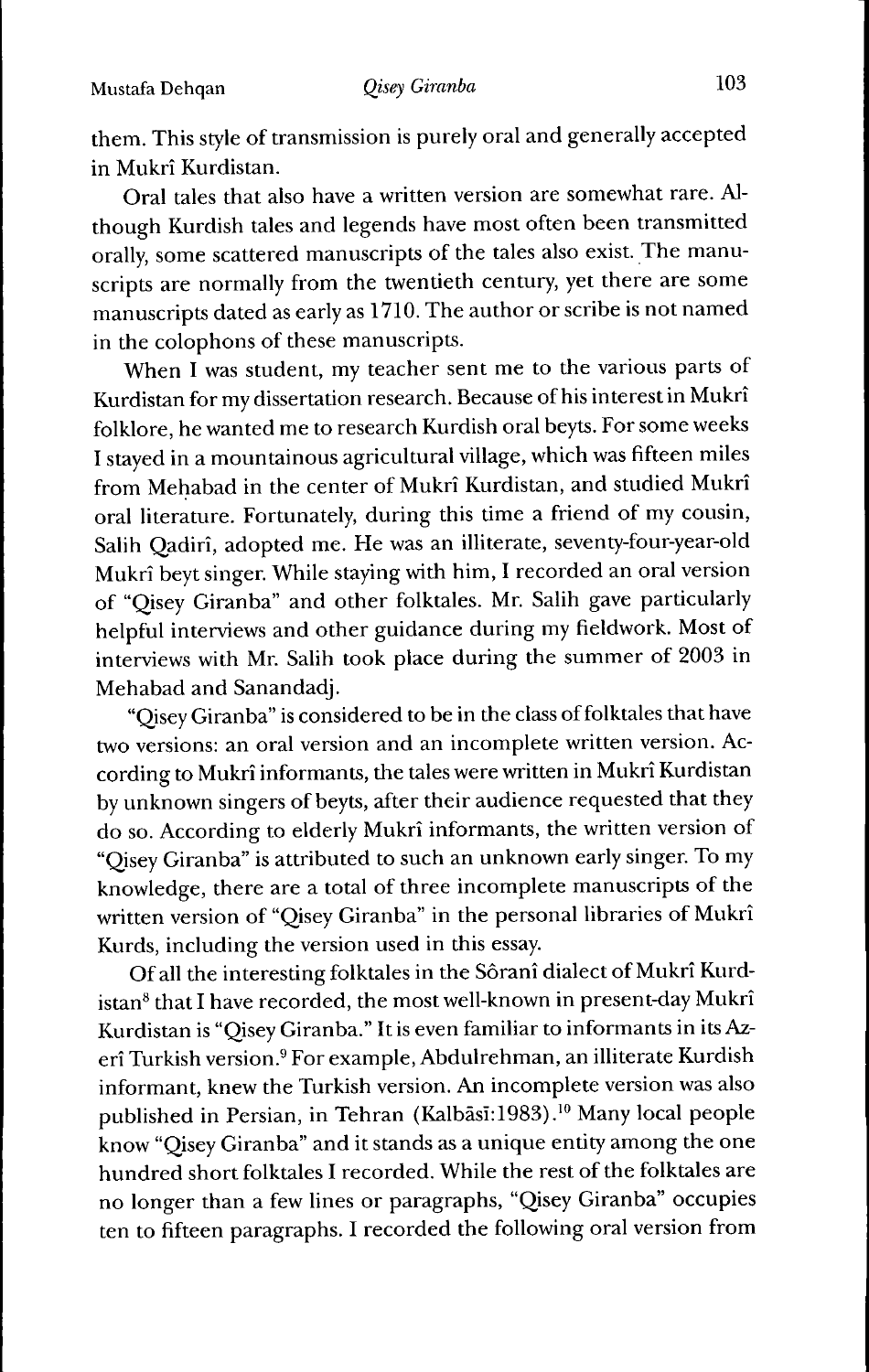them. This style of transmission is purely oral and generally accepted in Mukrî Kurdistan.

Oral tales that also have a written version are somewhat rare. Although Kurdish tales and legends have most often been transmitted orally, some scattered manuscripts of the tales also exist. The manuscripts are normally from the twentieth century, yet there are some manuscripts dated as early as 1710. The author or scribe is not named in the colophons of these manuscripts.

When I was student, my teacher sent me to the various parts of Kurdistan for my dissertation research. Because of his interest in Mukrî folklore, he wanted me to research Kurdish oral beyts. For some weeks I stayed in a mountainous agricultural village, which was fifteen miles from Meḥabad in the center of Mukrî Kurdistan, and studied Mukrî oral literature. Fortunately, during this time a friend of my cousin, Salih Qadirî, adopted me. He was an illiterate, seventy-four-year-old Mukrî beyt singer. While staying with him, I recorded an oral version of "Qisey Giranba" and other folktales. Mr. Salih gave particularly helpful interviews and other guidance during my fieldwork. Most of interviews with Mr. Salih took place during the summer of 2003 in Mehabad and Sanandadj.

"Qisey Giranba" is considered to be in the class of folktales that have two versions: an oral version and an incomplete written version. According to Mukrî informants, the tales were written in Mukrî Kurdistan by unknown singers of beyts, after their audience requested that they do so. According to elderly Mukrî informants, the written version of "Qisey Giranba" is attributed to such an unknown early singer. To my knowledge, there are a total of three incomplete manuscripts of the written version of "Qisey Giranba" in the personal libraries of Mukrî Kurds, including the version used in this essay.

Of all the interesting folktales in the Sôranî dialect of Mukrî Kurdistan[8] that I have recorded, the most well-known in present-day Mukrî Kurdistan is "Qisey Giranba." It is even familiar to informants in its Azerî Turkish version.[9] For example, Abdulrehman, an illiterate Kurdish informant, knew the Turkish version. An incomplete version was also published in Persian, in Tehran (Kalbāsī:1983).[10] Many local people know "Qisey Giranba" and it stands as a unique entity among the one hundred short folktales I recorded. While the rest of the folktales are no longer than a few lines or paragraphs, "Qisey Giranba" occupies ten to fifteen paragraphs. I recorded the following oral version from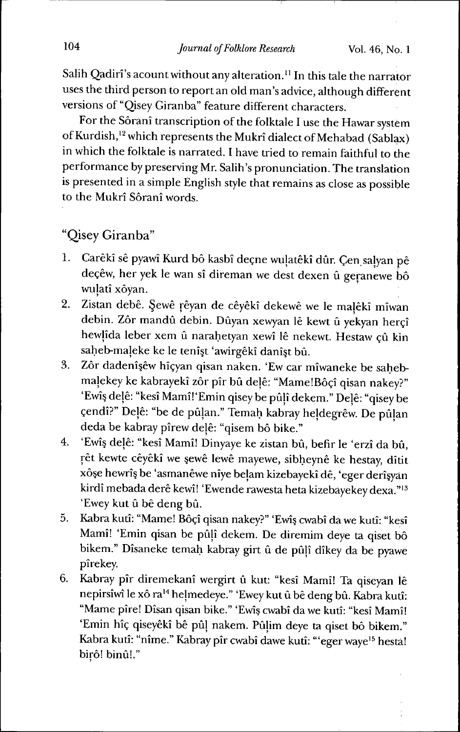Salih Qadirî's acount without any alteration.[11] In this tale the narrator uses the third person to report an old man's advice, although different versions of "Qisey Giranba" feature different characters.

For the Sôranî transcription of the folktale I use the Hawar system of Kurdish,[12] which represents the Mukrî dialect of Mehabad (Sablax) in which the folktale is narrated. I have tried to remain faithful to the performance by preserving Mr. Salih's pronunciation. The translation is presented in a simple English style that remains as close as possible to the Mukrî Sôranî words.

## "Qisey Giranba"

1. Carêkî sê pyawî Kurd bô kasbî deçne wulatêkî dûr. Çen salyan pê deçêw, her yek le wan sî direman we dest dexen û geranewe bô wulatî xôyan.
2. Zistan debê. Şewê rêyan de cêyêkî dekewê we le malêkî mîwan debin. Zôr mandû debin. Dûyan xewyan lê kewt û yekyan herçî hewlîda leber xem û narahetyan xewî lê nekewt. Hestaw çû kin saheb-maleke ke le tenîşt 'awirgêkî danîşt bû.
3. Zôr dadenîşêw hîçyan qisan naken. 'Ew car mîwaneke be saheb-malekey ke kabrayekî zôr pîr bû delê: "Mame!Bôçî qisan nakey?" 'Ewîş delê: "kesî Mamî!'Emin qisey be pûlî dekem." Delê: "qisey be çendî?" Delê: "be de pûlan." Temah kabray heldegrêw. De pûlan deda be kabray pîrew delê: "qisem bô bike."
4. 'Ewîş delê: "kesî Mamî! Dinyaye ke zistan bû, befir le 'erzî da bû, rêt kewte cêyêkî we şewê lewê mayewe, sibheynê ke hestay, dîtit xôşe hewrîş be 'asmanêwe nîye belam kizebayekî dê, 'eger derîşyan kirdî mebada derê kewî! 'Ewende rawesta heta kizebayekey dexa."[13] 'Ewey kut û bê deng bû.
5. Kabra kutî: "Mame! Bôçî qisan nakey?" 'Ewîş cwabî da we kutî: "kesî Mamî! 'Emin qisan be pûlî dekem. De diremim deye ta qiset bô bikem." Dîsaneke temah kabray girt û de pûlî dîkey da be pyawe pîrekey.
6. Kabray pîr diremekanî wergirt û kut: "kesî Mamî! Ta qiseyan lê nepirsîwî le xô ra[14] helmedeye." 'Ewey kut û bê deng bû. Kabra kutî: "Mame pîre! Dîsan qisan bike." 'Ewîş cwabî da we kutî: "kesî Mamî! 'Emin hîç qiseyêkî bê pûl nakem. Pûlim deye ta qiset bô bikem." Kabra kutî: "nîme." Kabray pîr cwabî dawe kutî: "'eger waye[15] hesta! birô! binû!."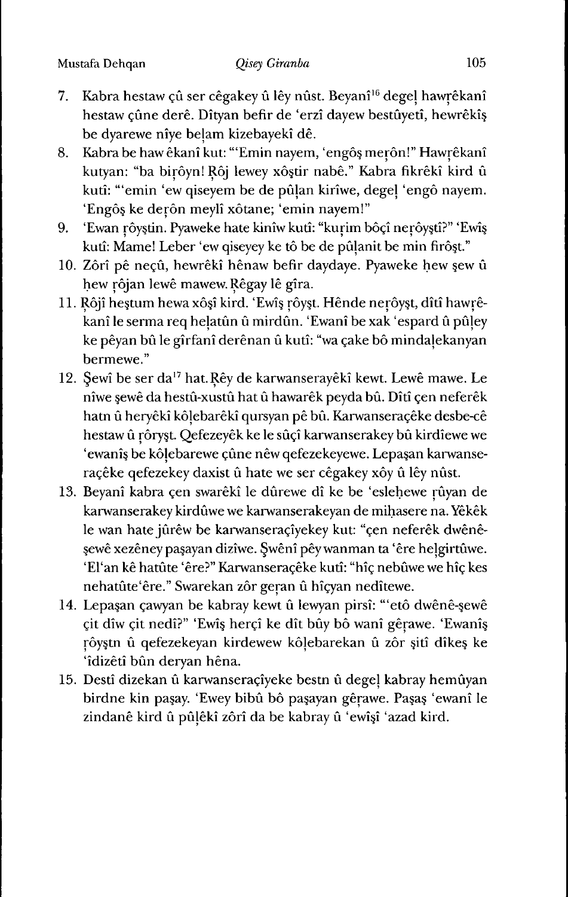7. Kabra hestaw çû ser cêgakey û lêy nûst. Beyanî[16] degeḻ hawṛêkanî hestaw çûne derê. Dîtyan befir de 'erzî dayew bestûyetî, hewrêkîş be dyarewe nîye beḻam kizebayekî dê.
8. Kabra be haw êkanî kut: "'Emin nayem, 'engôş meṛôn!" Hawṛêkanî kutyan: "ba biṛôyn! Ṛôj lewey xôştir nabê." Kabra fikrêkî kird û kutî: "'emin 'ew qiseyem be de pûḻan kirîwe, degeḻ 'engô nayem. 'Engôş ke deṛôn meylî xôtane; 'emin nayem!"
9. 'Ewan ṛôyştin. Pyaweke hate kinîw kutî: "kuṛim bôçî neṛôyştî?" 'Ewîş kutî: Mame! Leber 'ew qiseyey ke tô be de pûḻanit be min firôşt."
10. Zôrî pê neçû, hewrêkî hênaw befir daydaye. Pyaweke ḥew şew û ḥew ṛôjan lewê mawew. Ṛêgay lê gîra.
11. Ṛôjî heştum hewa xôşî kird. 'Ewîş ṛôyşt. Hênde neṛôyşt, dîtî hawṛêkanî le serma req heḻatûn û mirdûn. 'Ewanî be xak 'espard û pûḻey ke pêyan bû le gîrfanî derênan û kutî: "wa çake bô mindaḻekanyan bermewe."
12. Şewî be ser da[17] hat. Ṛêy de karwanserayêkî kewt. Lewê mawe. Le nîwe şewê da hestû-xustû hat û hawarêk peyda bû. Dîtî çen neferêk hatn û heryêkî kôḻebarêkî qursyan pê bû. Karwanseraçêke desbe-cê hestaw û ṛôryşt. Qefezeyêk ke le sûçî karwanserakey bû kirdîewe we 'ewanîş be kôḻebarewe çûne nêw qefezekeyewe. Lepaşan karwanseraçêke qefezekey daxist û hate we ser cêgakey xôy û lêy nûst.
13. Beyanî kabra çen swarêkî le dûrewe dî ke be 'eslehewe ṛûyan de karwanserakey kirdûwe we karwanserakeyan de miḥasere na. Yêkêk le wan hate jûrêw be karwanseraçîyekey kut: "çen neferêk dwênê-şewê xezêney paşayan dizîwe. Şwênî pêy wanman ta 'êre heḻgirtûwe. 'El'an kê hatûte 'êre?" Karwanseraçêke kutî: "hîç nebûwe we hîç kes nehatûte'êre." Swarekan zôr geṛan û hîçyan nedîtewe.
14. Lepaşan çawyan be kabray kewt û lewyan pirsî: "'etô dwênê-şewê çit dîw çit nedî?" 'Ewîş herçî ke dît bûy bô wanî gêṛawe. 'Ewanîş ṛôyştn û qefezekeyan kirdewew kôḻebarekan û zôr şitî dîkeş ke 'îdizêtî bûn deryan hêna.
15. Destî dizekan û karwanseraçîyeke bestn û degeḻ kabray hemûyan birdne kin paşay. 'Ewey bibû bô paşayan gêṛawe. Paşaş 'ewanî le zindanê kird û pûḻêkî zôrî da be kabray û 'ewîşî 'azad kird.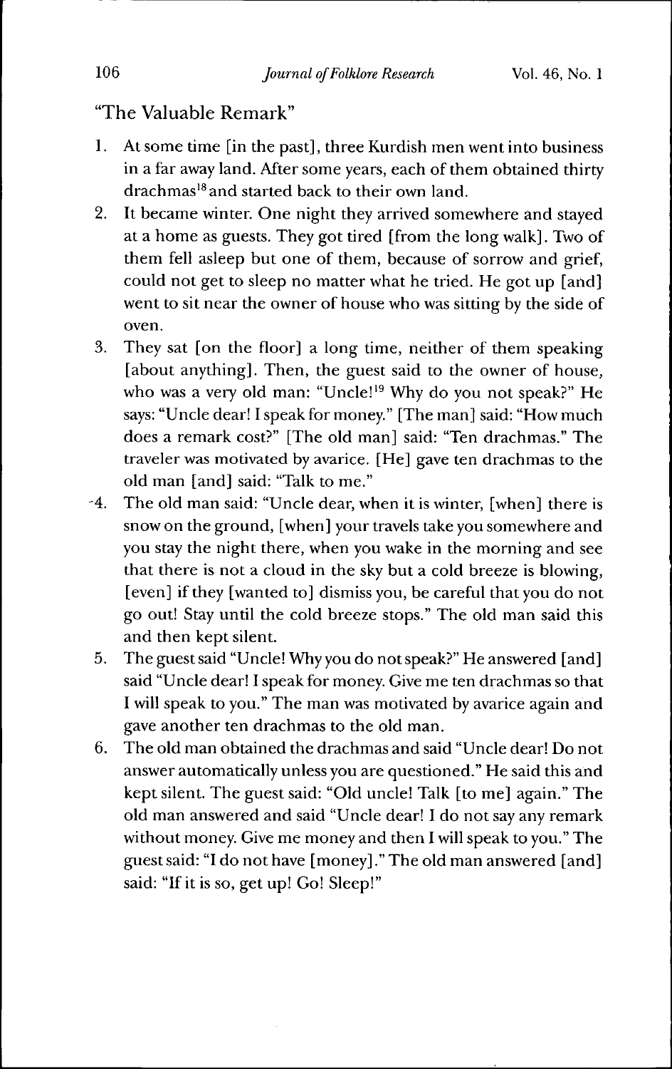"The Valuable Remark"

1. At some time [in the past], three Kurdish men went into business in a far away land. After some years, each of them obtained thirty drachmas[18] and started back to their own land.
2. It became winter. One night they arrived somewhere and stayed at a home as guests. They got tired [from the long walk]. Two of them fell asleep but one of them, because of sorrow and grief, could not get to sleep no matter what he tried. He got up [and] went to sit near the owner of house who was sitting by the side of oven.
3. They sat [on the floor] a long time, neither of them speaking [about anything]. Then, the guest said to the owner of house, who was a very old man: "Uncle![19] Why do you not speak?" He says: "Uncle dear! I speak for money." [The man] said: "How much does a remark cost?" [The old man] said: "Ten drachmas." The traveler was motivated by avarice. [He] gave ten drachmas to the old man [and] said: "Talk to me."
4. The old man said: "Uncle dear, when it is winter, [when] there is snow on the ground, [when] your travels take you somewhere and you stay the night there, when you wake in the morning and see that there is not a cloud in the sky but a cold breeze is blowing, [even] if they [wanted to] dismiss you, be careful that you do not go out! Stay until the cold breeze stops." The old man said this and then kept silent.
5. The guest said "Uncle! Why you do not speak?" He answered [and] said "Uncle dear! I speak for money. Give me ten drachmas so that I will speak to you." The man was motivated by avarice again and gave another ten drachmas to the old man.
6. The old man obtained the drachmas and said "Uncle dear! Do not answer automatically unless you are questioned." He said this and kept silent. The guest said: "Old uncle! Talk [to me] again." The old man answered and said "Uncle dear! I do not say any remark without money. Give me money and then I will speak to you." The guest said: "I do not have [money]." The old man answered [and] said: "If it is so, get up! Go! Sleep!"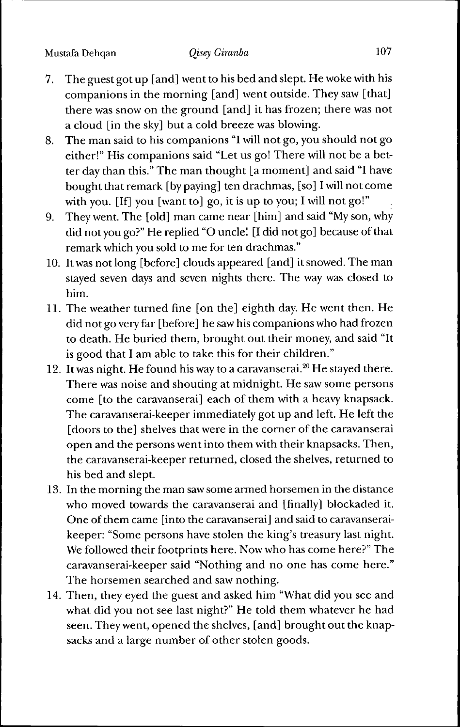7. The guest got up [and] went to his bed and slept. He woke with his companions in the morning [and] went outside. They saw [that] there was snow on the ground [and] it has frozen; there was not a cloud [in the sky] but a cold breeze was blowing.
8. The man said to his companions "I will not go, you should not go either!" His companions said "Let us go! There will not be a better day than this." The man thought [a moment] and said "I have bought that remark [by paying] ten drachmas, [so] I will not come with you. [If] you [want to] go, it is up to you; I will not go!"
9. They went. The [old] man came near [him] and said "My son, why did not you go?" He replied "O uncle! [I did not go] because of that remark which you sold to me for ten drachmas."
10. It was not long [before] clouds appeared [and] it snowed. The man stayed seven days and seven nights there. The way was closed to him.
11. The weather turned fine [on the] eighth day. He went then. He did not go very far [before] he saw his companions who had frozen to death. He buried them, brought out their money, and said "It is good that I am able to take this for their children."
12. It was night. He found his way to a caravanserai.[20] He stayed there. There was noise and shouting at midnight. He saw some persons come [to the caravanserai] each of them with a heavy knapsack. The caravanserai-keeper immediately got up and left. He left the [doors to the] shelves that were in the corner of the caravanserai open and the persons went into them with their knapsacks. Then, the caravanserai-keeper returned, closed the shelves, returned to his bed and slept.
13. In the morning the man saw some armed horsemen in the distance who moved towards the caravanserai and [finally] blockaded it. One of them came [into the caravanserai] and said to caravanserai-keeper: "Some persons have stolen the king's treasury last night. We followed their footprints here. Now who has come here?" The caravanserai-keeper said "Nothing and no one has come here." The horsemen searched and saw nothing.
14. Then, they eyed the guest and asked him "What did you see and what did you not see last night?" He told them whatever he had seen. They went, opened the shelves, [and] brought out the knapsacks and a large number of other stolen goods.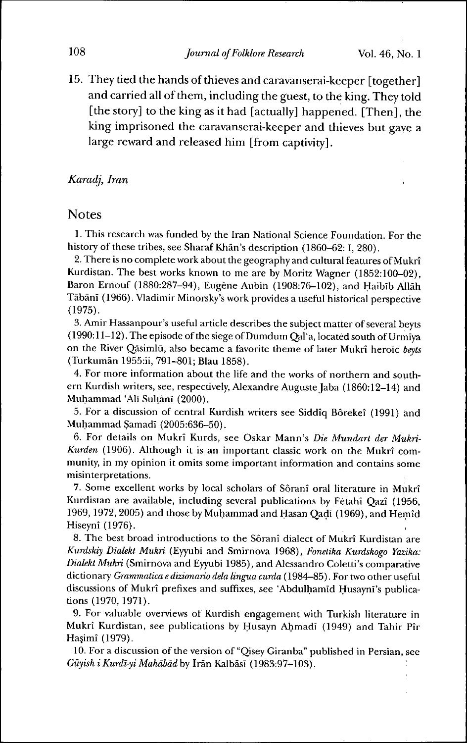15. They tied the hands of thieves and caravanserai-keeper [together] and carried all of them, including the guest, to the king. They told [the story] to the king as it had [actually] happened. [Then], the king imprisoned the caravanserai-keeper and thieves but gave a large reward and released him [from captivity].

*Karadj, Iran*

## Notes

1. This research was funded by the Iran National Science Foundation. For the history of these tribes, see Sharaf Khān's description (1860–62: I, 280).

2. There is no complete work about the geography and cultural features of Mukrî Kurdistan. The best works known to me are by Moritz Wagner (1852:100–02), Baron Ernouf (1880:287–94), Eugène Aubin (1908:76–102), and Ḥaibīb Allāh Tābānī (1966). Vladimir Minorsky's work provides a useful historical perspective (1975).

3. Amir Hassanpour's useful article describes the subject matter of several beyts (1990:11–12). The episode of the siege of Dumdum Qal'a, located south of Urmīya on the River Qāsimlū, also became a favorite theme of later Mukrî heroic *beyts* (Turkumān 1955:ii, 791–801; Blau 1858).

4. For more information about the life and the works of northern and southern Kurdish writers, see, respectively, Alexandre Auguste Jaba (1860:12–14) and Muḥammad 'Alī Sulṭānī (2000).

5. For a discussion of central Kurdish writers see Siddîq Bôrekeî (1991) and Muḥammad Ṣamadī (2005:636–50).

6. For details on Mukrî Kurds, see Oskar Mann's *Die Mundart der Mukri-Kurden* (1906). Although it is an important classic work on the Mukrî community, in my opinion it omits some important information and contains some misinterpretations.

7. Some excellent works by local scholars of Sôranî oral literature in Mukrî Kurdistan are available, including several publications by Fetahî Qazî (1956, 1969, 1972, 2005) and those by Muḥammad and Ḥasan Qaḍī (1969), and Hemîd Hiseynî (1976).

8. The best broad introductions to the Sôranî dialect of Mukrî Kurdistan are *Kurdskiy Dialekt Mukri* (Eyyubi and Smirnova 1968), *Fonetika Kurdskogo Yazika: Dialekt Mukri* (Smirnova and Eyyubi 1985), and Alessandro Coletti's comparative dictionary *Grammatica e dizionario dela lingua curda* (1984–85). For two other useful discussions of Mukrî prefixes and suffixes, see 'Abdulḥamīd Ḥusaynī's publications (1970, 1971).

9. For valuable overviews of Kurdish engagement with Turkish literature in Mukrî Kurdistan, see publications by Ḥusayn Aḥmadī (1949) and Tahir Pîr Haşimî (1979).

10. For a discussion of the version of "Qisey Giranba" published in Persian, see *Gūyish-i Kurdī-yi Mahābād* by Irān Kalbāsī (1983:97–103).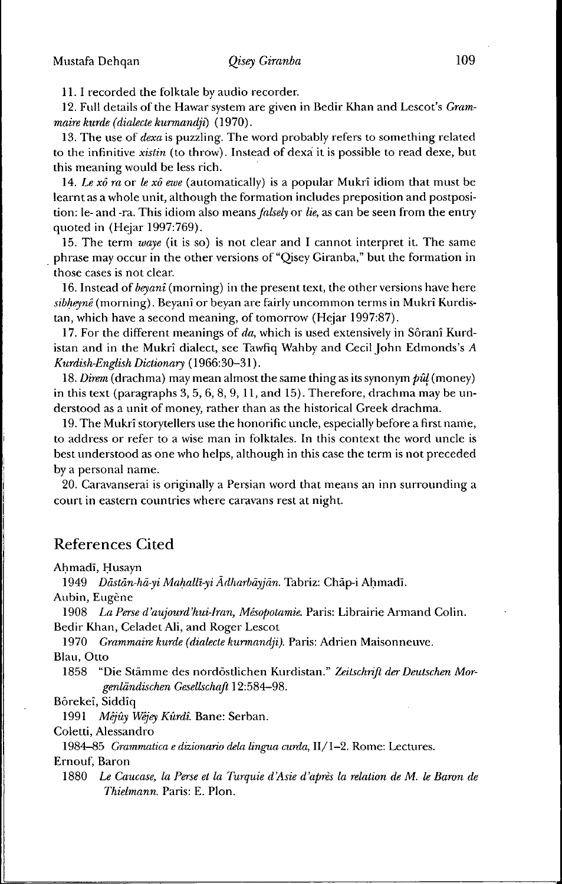11. I recorded the folktale by audio recorder.

12. Full details of the Hawar system are given in Bedir Khan and Lescot's *Grammaire kurde (dialecte kurmandji)* (1970).

13. The use of *dexa* is puzzling. The word probably refers to something related to the infinitive *xistin* (to throw). Instead of dexa it is possible to read dexe, but this meaning would be less rich.

14. *Le xô ra* or *le xô ewe* (automatically) is a popular Mukrî idiom that must be learnt as a whole unit, although the formation includes preposition and postposition: le- and -ra. This idiom also means *falsely* or *lie*, as can be seen from the entry quoted in (Hejar 1997:769).

15. The term *waye* (it is so) is not clear and I cannot interpret it. The same phrase may occur in the other versions of "Qisey Giranba," but the formation in those cases is not clear.

16. Instead of *beyanî* (morning) in the present text, the other versions have here *sibḥeynê* (morning). Beyanî or beyan are fairly uncommon terms in Mukrî Kurdistan, which have a second meaning, of tomorrow (Hejar 1997:87).

17. For the different meanings of *da*, which is used extensively in Sôranî Kurdistan and in the Mukrî dialect, see Tawfiq Wahby and Cecil John Edmonds's *A Kurdish-English Dictionary* (1966:30–31).

18. *Direm* (drachma) may mean almost the same thing as its synonym *pûḷ* (money) in this text (paragraphs 3, 5, 6, 8, 9, 11, and 15). Therefore, drachma may be understood as a unit of money, rather than as the historical Greek drachma.

19. The Mukrî storytellers use the honorific uncle, especially before a first name, to address or refer to a wise man in folktales. In this context the word uncle is best understood as one who helps, although in this case the term is not preceded by a personal name.

20. Caravanserai is originally a Persian word that means an inn surrounding a court in eastern countries where caravans rest at night.

## References Cited

Aḥmadī, Ḥusayn

1949 *Dāstān-hā-yi Maḥallī-yi Ādharbāyjān.* Tabriz: Chāp-i Aḥmadī.

Aubin, Eugène

1908 *La Perse d'aujourd'hui-Iran, Mésopotamie.* Paris: Librairie Armand Colin.

Bedir Khan, Celadet Ali, and Roger Lescot

1970 *Grammaire kurde (dialecte kurmandji).* Paris: Adrien Maisonneuve.

Blau, Otto

1858 "Die Stämme des nordöstlichen Kurdistan." *Zeitschrift der Deutschen Morgenländischen Gesellschaft* 12:584–98.

Bôrekeî, Siddîq

1991 *Mêjûy Wêjey Kûrdî.* Bane: Serban.

Coletti, Alessandro

1984–85 *Grammatica e dizionario dela lingua curda,* II/1–2. Rome: Lectures.

Ernouf, Baron

1880 *Le Caucase, la Perse et la Turquie d'Asie d'après la relation de M. le Baron de Thielmann.* Paris: E. Plon.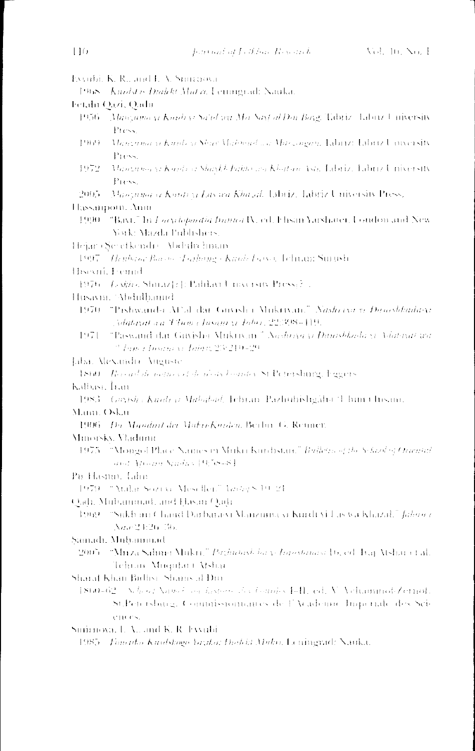Eyyubi, K. R., and I. A. Smirnova

1968 *Kurdskiy Dialekt Mukri*. Leningrad: Nauka.

Fetahi Qazi, Qadir

1956 *Manzuma-yi Kurdi-yi Saʿid wa Mir Sayf al-Din Beg*. Tabriz: Tabriz University Press.

1969 *Manzuma-yi Kurdi-yi Shur Mahmud wa Marzangan*. Tabriz: Tabriz University Press.

1972 *Manzuma-yi Kurdi-yi Shaykh Farkh wa Khatun Asti*. Tabriz: Tabriz University Press.

2005 *Manzuma-yi Kurdi-yi Las wa Khazal*. Tabriz: Tabriz University Press.

Hassanpour, Amir

1990 "Baxt." In *Encyclopaedia Iranica* IV, ed. Ehsan Yarshater. London and New York: Mazda Publishers.

Hejar (Şeref)kendî, ʿAbdulrahman

1997 *Henbane Borîne: Farhang-i Kurdi-Farsi*. Tehran: Surush.

Hosseini, Feruid

1976 *Lashkar*. Shiraz[?]: Pahlavi University Press[?].

Husayni, ʿAbdulhamid

1970 "Pishwanda Afʿal dar Guwish-i Mukriyan." *Nashriya-yi Daneshkada-yi Adabiyat wa ʿUlum-i Insani-yi Tabriz* 22:398–419.

1971 "Paswand dar Guwish-i Mukriyan." *Nashriya-yi Daneshkada-yi Adabiyat wa ʿUlum-i Insani-yi Tabriz* 23:210–29.

Jaba, Alexandre Auguste

1860 *Recueil de notices et de récits kourdes*. St Petersburg: Eggers.

Kalbasi, Iran

1983 *Guwish-i Kurdi-yi Mahabad*. Tehran: Pazhuhishgah-i ʿUlum-i Insani.

Mann, Oskar

1906 *Die Mundart der Mukri-Kurden*. Berlin: G. Reimer.

Minorsky, Vladimir

1957 "Mongol Place Names in Mukri Kurdistan." *Bulletin of the School of Oriental and African Studies* 19:58–81.

Pir Hasani, Tahir

1979 "Malar Sozi u Mesellen." *Tarîq* 8:19–24.

Qadi, Muhammad, and Hasan Qadi

1969 "Sukhani Chand Darbara-yi Manzuma-yi Kurdi-yi Las wa Khazal." *Jahan-i Naw* 24:26–36.

Samadi, Muhammad

2005 "Mirza Sabir-i Mukri." *Pazhuhish-ha-yi Iranshinasi* 16, ed. Iraj Afshar et al. Tehran: Muqufat-i Afshar.

Sharaf Khan Bidlisi, Shams al-Din

1860–62 *Scheref Nameh ou histoire des Kourdes* I–II, ed. V. Veliaminof-Zernof. St Petersburg: Commissionnaires de l'Académie Impériale des Sciences.

Smirnova, I. A., and K. R. Eyyubi

1985 *Fonetika Kurdskogo Yazyka: Dialekt Mukri*. Leningrad: Nauka.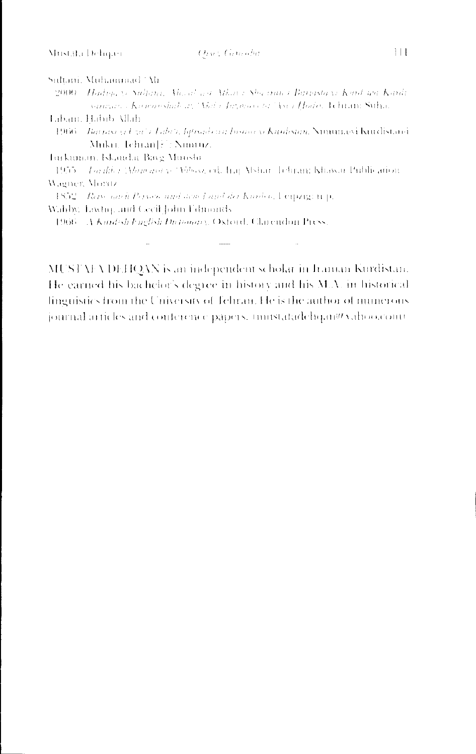Sultani, Muhammad 'Ali

2000 *Hadiqa-yi Sultani, Mu'allafat Mihan-i Sha'irani Barjasta-yi Kurd-u Kurdi*

*sarayan-i Kermanshah az 'Asr-i Ilkhaniyye ta 'Asr-i Hazir*. Tehran: Suha.

Labani, Habib Allah

1966 *Bazrasi-yi Lazi-i Labani Ijtimai-u Iqtisadi-yi Kurdistan*. Sanandaj-i Kurdistan-i Mukri. Tehran[?]: Nimruz.

Turkaman, Iskandar Bayg Munshi

1955 *Tarikh-i 'Alam-ara-yi 'Abbasi*, ed. Iraj Afshar. Tehran: Khawar Publication.

Wagner, Moritz

1852 *Reise nach Persien und dem Land der Kurden*. Leipzig: n.p.

Wahby, Tawfiq, and Cecil John Edmonds

1966 *A Kurdish-English Dictionary*. Oxford: Clarendon Press.

---

MUSTAFA DEHQAN is an independent scholar in Iranian Kurdistan. He earned his bachelor's degree in history and his M.A. in historical linguistics from the University of Tehran. He is the author of numerous journal articles and conference papers. (mustafadehqan@yahoo.com)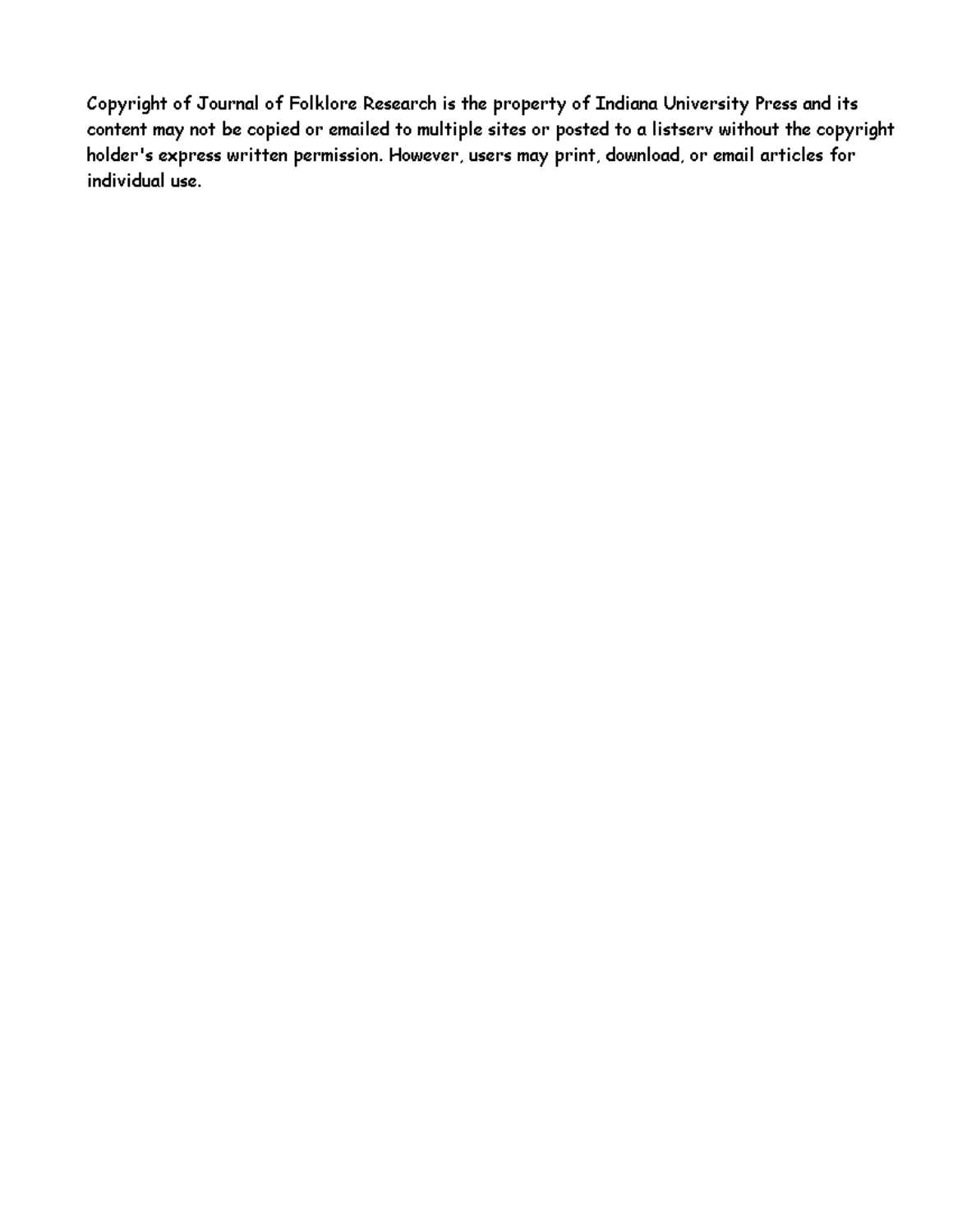Copyright of Journal of Folklore Research is the property of Indiana University Press and its content may not be copied or emailed to multiple sites or posted to a listserv without the copyright holder's express written permission. However, users may print, download, or email articles for individual use.